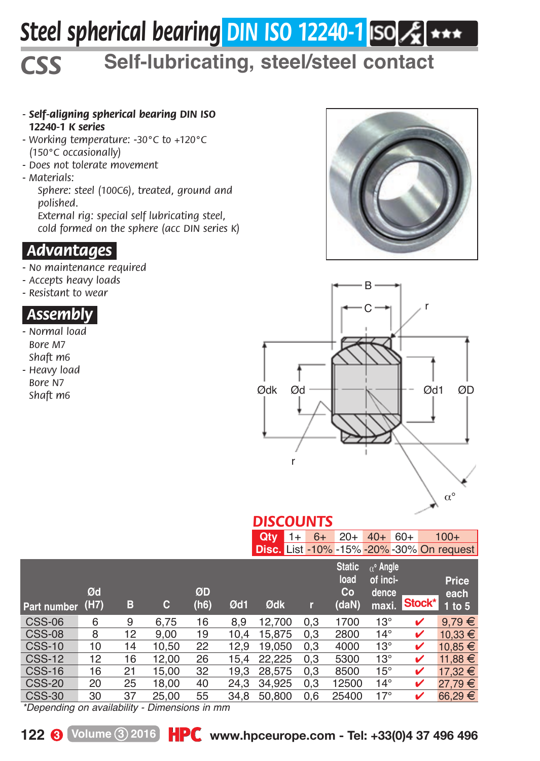# Steel spherical bearing DIN ISO 12240-1

## CSS Self-lubricating, steel/steel contact

- *Self-aligning spherical bearing* **DIN ISO 12240-1 K series**
- *Working temperature: -30°C to +120°C (150°C occasionally)*
- *Does not tolerate movement*
- *Materials:*
  *Sphere: steel (100C6), treated, ground and polished.*
  *External rig: special self lubricating steel, cold formed on the sphere (acc DIN series K)*

## Advantages

- *No maintenance required*
- *Accepts heavy loads*
- *Resistant to wear*

## Assembly

- *Normal load*
  *Bore M7*
  *Shaft m6*
- *Heavy load*
  *Bore N7*
  *Shaft m6*

## DISCOUNTS

| Qty | 1+ | 6+ | 20+ | 40+ | 60+ | 100+ |
|---|---|---|---|---|---|---|
| Disc. | List | -10% | -15% | -20% | -30% | On request |

| Part number | Ød (H7) | B | C | ØD (h6) | Ød1 | Ødk | r | Static load Co (daN) | α° Angle of incidence maxi. | Stock* | Price each 1 to 5 |
|---|---|---|---|---|---|---|---|---|---|---|---|
| CSS-06 | 6 | 9 | 6,75 | 16 | 8,9 | 12,700 | 0,3 | 1700 | 13° | ✔ | 9,79 € |
| CSS-08 | 8 | 12 | 9,00 | 19 | 10,4 | 15,875 | 0,3 | 2800 | 14° | ✔ | 10,33 € |
| CSS-10 | 10 | 14 | 10,50 | 22 | 12,9 | 19,050 | 0,3 | 4000 | 13° | ✔ | 10,85 € |
| CSS-12 | 12 | 16 | 12,00 | 26 | 15,4 | 22,225 | 0,3 | 5300 | 13° | ✔ | 11,88 € |
| CSS-16 | 16 | 21 | 15,00 | 32 | 19,3 | 28,575 | 0,3 | 8500 | 15° | ✔ | 17,32 € |
| CSS-20 | 20 | 25 | 18,00 | 40 | 24,3 | 34,925 | 0,3 | 12500 | 14° | ✔ | 27,79 € |
| CSS-30 | 30 | 37 | 25,00 | 55 | 34,8 | 50,800 | 0,6 | 25400 | 17° | ✔ | 66,29 € |

*\*Depending on availability - Dimensions in mm*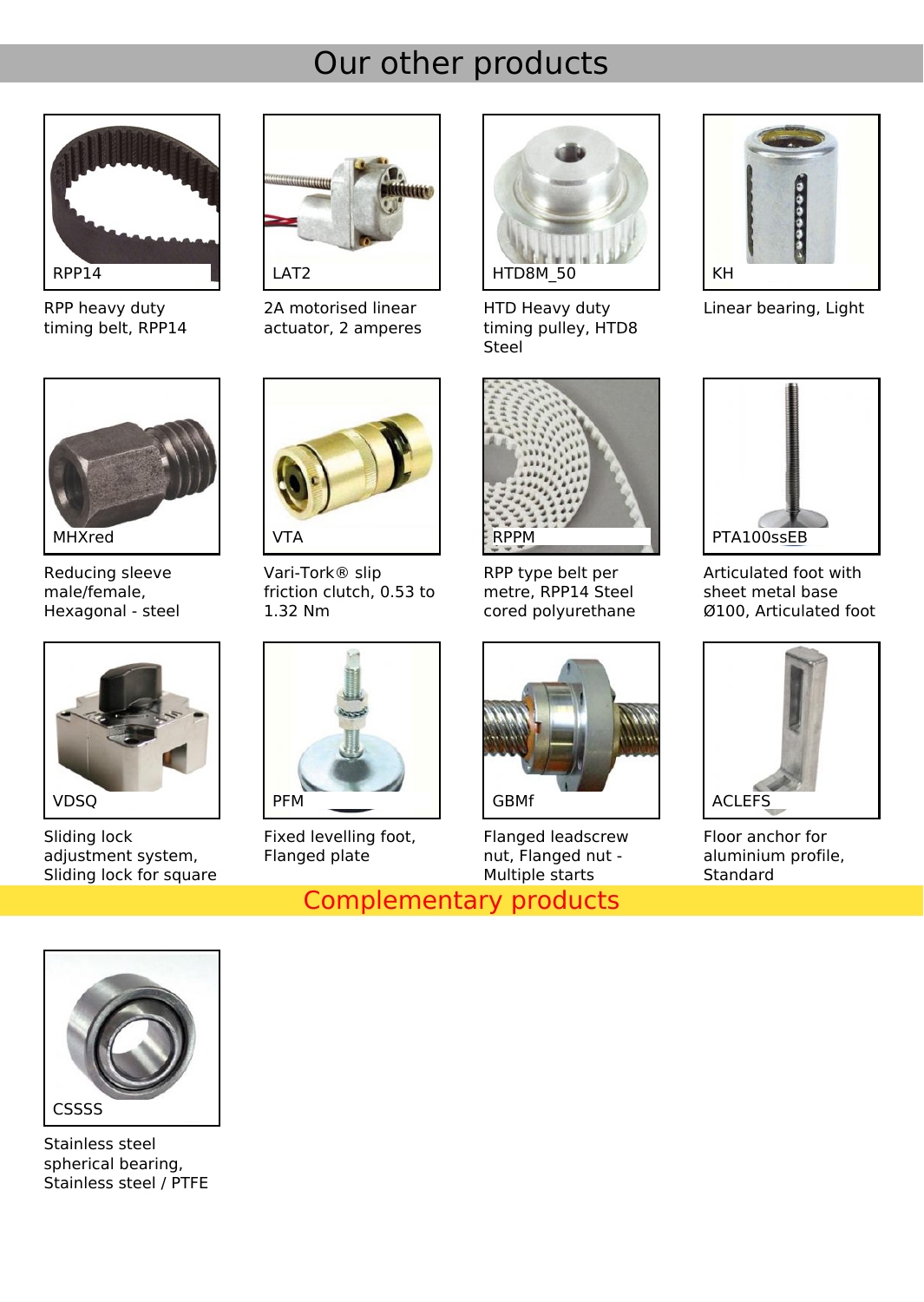# Our other products

RPP14

RPP heavy duty timing belt, RPP14

LAT2

2A motorised linear actuator, 2 amperes

HTD8M_50

HTD Heavy duty timing pulley, HTD8 Steel

KH

Linear bearing, Light

MHXred

Reducing sleeve male/female, Hexagonal - steel

VTA

Vari-Tork® slip friction clutch, 0.53 to 1.32 Nm

RPPM

RPP type belt per metre, RPP14 Steel cored polyurethane

PTA100ssEB

Articulated foot with sheet metal base Ø100, Articulated foot

VDSQ

Sliding lock adjustment system, Sliding lock for square

PFM

Fixed levelling foot, Flanged plate

GBMf

Flanged leadscrew nut, Flanged nut - Multiple starts

ACLEFS

Floor anchor for aluminium profile, Standard

# Complementary products

CSSSS

Stainless steel spherical bearing, Stainless steel / PTFE